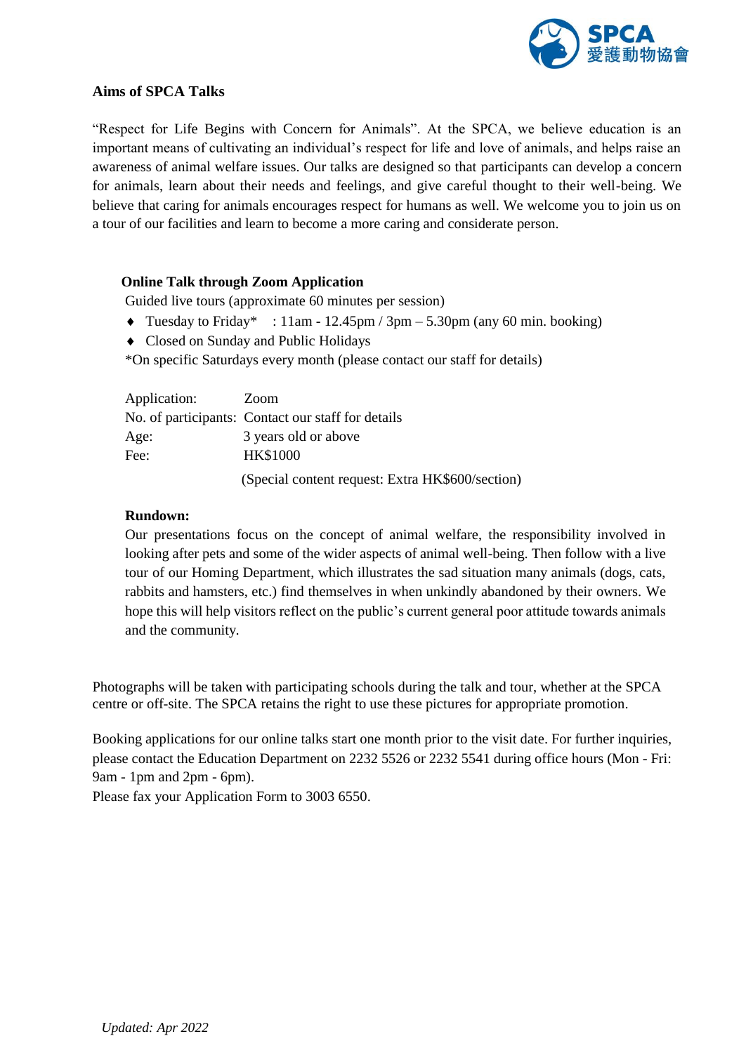SPCA 愛護動物協會

## Aims of SPCA Talks

"Respect for Life Begins with Concern for Animals". At the SPCA, we believe education is an important means of cultivating an individual's respect for life and love of animals, and helps raise an awareness of animal welfare issues. Our talks are designed so that participants can develop a concern for animals, learn about their needs and feelings, and give careful thought to their well-being. We believe that caring for animals encourages respect for humans as well. We welcome you to join us on a tour of our facilities and learn to become a more caring and considerate person.

### Online Talk through Zoom Application

Guided live tours (approximate 60 minutes per session)

- Tuesday to Friday* : 11am - 12.45pm / 3pm – 5.30pm (any 60 min. booking)
- Closed on Sunday and Public Holidays

*On specific Saturdays every month (please contact our staff for details)

| | |
|---|---|
| Application: | Zoom |
| No. of participants: | Contact our staff for details |
| Age: | 3 years old or above |
| Fee: | HK$1000 |
| | (Special content request: Extra HK$600/section) |

**Rundown:**

Our presentations focus on the concept of animal welfare, the responsibility involved in looking after pets and some of the wider aspects of animal well-being. Then follow with a live tour of our Homing Department, which illustrates the sad situation many animals (dogs, cats, rabbits and hamsters, etc.) find themselves in when unkindly abandoned by their owners. We hope this will help visitors reflect on the public's current general poor attitude towards animals and the community.

Photographs will be taken with participating schools during the talk and tour, whether at the SPCA centre or off-site. The SPCA retains the right to use these pictures for appropriate promotion.

Booking applications for our online talks start one month prior to the visit date. For further inquiries, please contact the Education Department on 2232 5526 or 2232 5541 during office hours (Mon - Fri: 9am - 1pm and 2pm - 6pm).

Please fax your Application Form to 3003 6550.

*Updated: Apr 2022*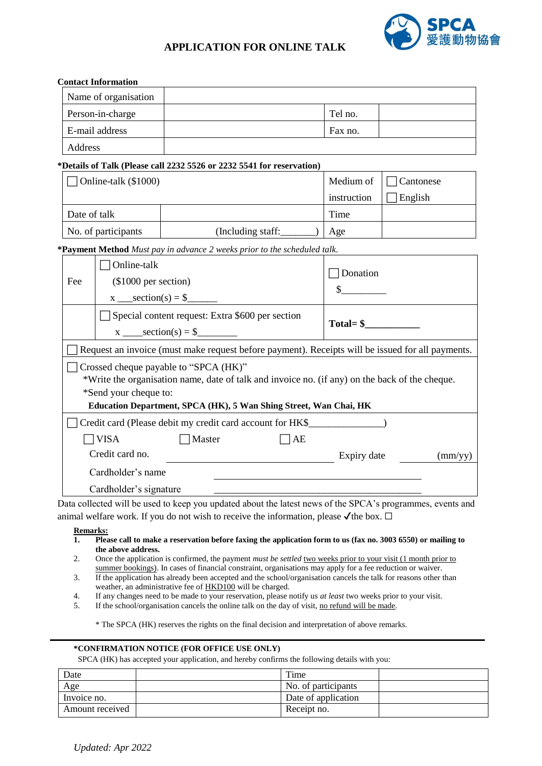SPCA 愛護動物協會

# APPLICATION FOR ONLINE TALK

**Contact Information**

| Name of organisation | | | |
|---|---|---|---|
| Person-in-charge | | Tel no. | |
| E-mail address | | Fax no. | |
| Address | | | |

**\*Details of Talk (Please call 2232 5526 or 2232 5541 for reservation)**

| ☐ Online-talk ($1000) | | Medium of instruction | ☐ Cantonese ☐ English |
|---|---|---|---|
| Date of talk | | Time | |
| No. of participants | (Including staff:_______) | Age | |

**\*Payment Method** *Must pay in advance 2 weeks prior to the scheduled talk.*

| Fee | ☐ Online-talk ($1000 per section) x ___section(s) = $______ | ☐ Donation $_________ |
|---|---|---|
| | ☐ Special content request: Extra $600 per section x ____section(s) = $________ | **Total= $___________** |

☐ Request an invoice (must make request before payment). Receipts will be issued for all payments.

☐ Crossed cheque payable to "SPCA (HK)"
\*Write the organisation name, date of talk and invoice no. (if any) on the back of the cheque.
\*Send your cheque to:
**Education Department, SPCA (HK), 5 Wan Shing Street, Wan Chai, HK**

☐ Credit card (Please debit my credit card account for HK$_______________)
☐ VISA ☐ Master ☐ AE
Credit card no. ______________________ Expiry date ________ (mm/yy)
Cardholder's name ______________________
Cardholder's signature ______________________

Data collected will be used to keep you updated about the latest news of the SPCA's programmes, events and animal welfare work. If you do not wish to receive the information, please ✓the box. ☐

**Remarks:**

1. **Please call to make a reservation before faxing the application form to us (fax no. 3003 6550) or mailing to the above address.**
2. Once the application is confirmed, the payment *must be settled* two weeks prior to your visit (1 month prior to summer bookings). In cases of financial constraint, organisations may apply for a fee reduction or waiver.
3. If the application has already been accepted and the school/organisation cancels the talk for reasons other than weather, an administrative fee of HKD100 will be charged.
4. If any changes need to be made to your reservation, please notify us *at least* two weeks prior to your visit.
5. If the school/organisation cancels the online talk on the day of visit, no refund will be made.

\* The SPCA (HK) reserves the rights on the final decision and interpretation of above remarks.

---

**\*CONFIRMATION NOTICE (FOR OFFICE USE ONLY)**

SPCA (HK) has accepted your application, and hereby confirms the following details with you:

| Date | | Time | |
|---|---|---|---|
| Age | | No. of participants | |
| Invoice no. | | Date of application | |
| Amount received | | Receipt no. | |

*Updated: Apr 2022*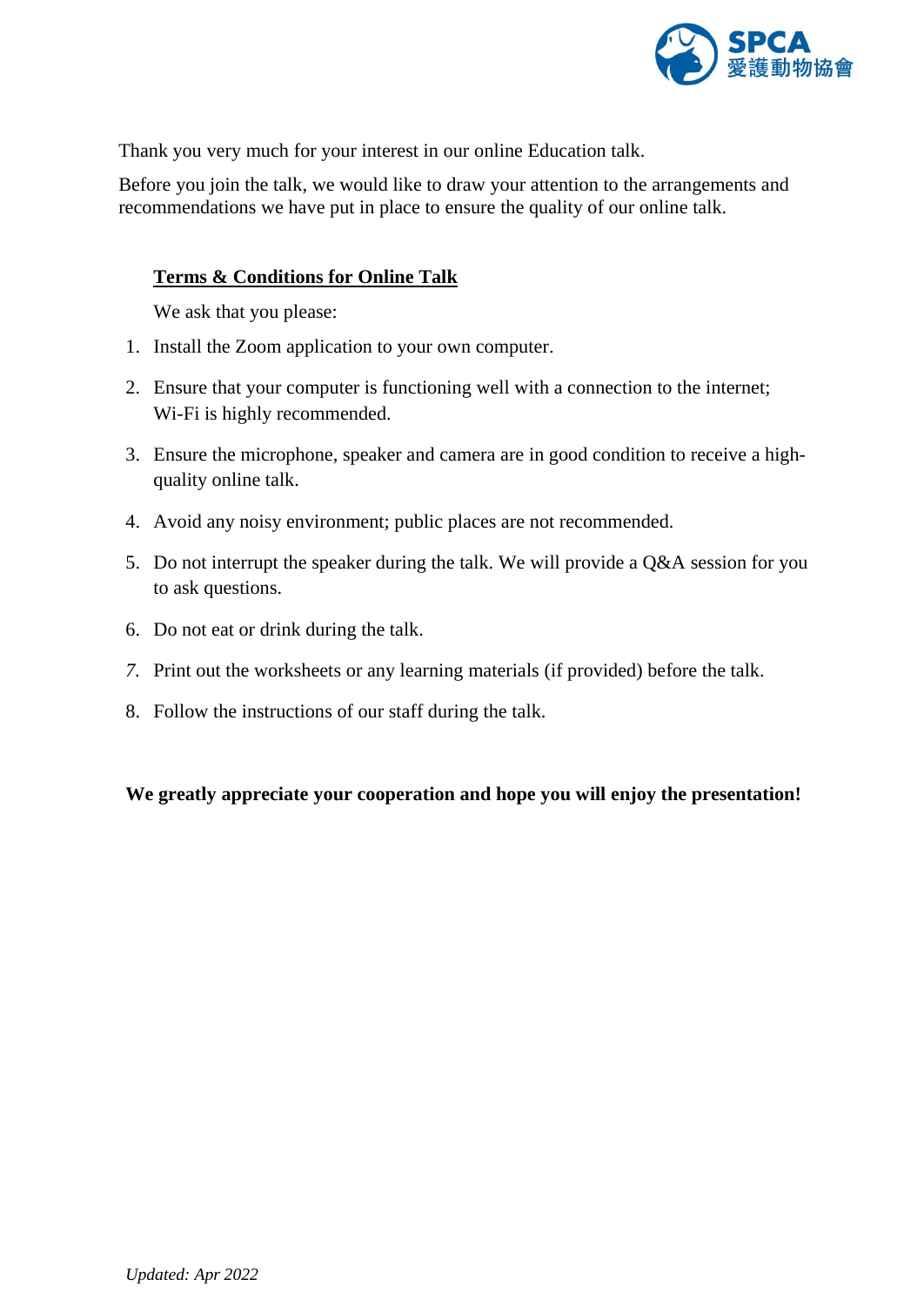Thank you very much for your interest in our online Education talk.

Before you join the talk, we would like to draw your attention to the arrangements and recommendations we have put in place to ensure the quality of our online talk.

## Terms & Conditions for Online Talk

We ask that you please:

1. Install the Zoom application to your own computer.
2. Ensure that your computer is functioning well with a connection to the internet; Wi-Fi is highly recommended.
3. Ensure the microphone, speaker and camera are in good condition to receive a high-quality online talk.
4. Avoid any noisy environment; public places are not recommended.
5. Do not interrupt the speaker during the talk. We will provide a Q&A session for you to ask questions.
6. Do not eat or drink during the talk.
7. Print out the worksheets or any learning materials (if provided) before the talk.
8. Follow the instructions of our staff during the talk.

**We greatly appreciate your cooperation and hope you will enjoy the presentation!**

*Updated: Apr 2022*